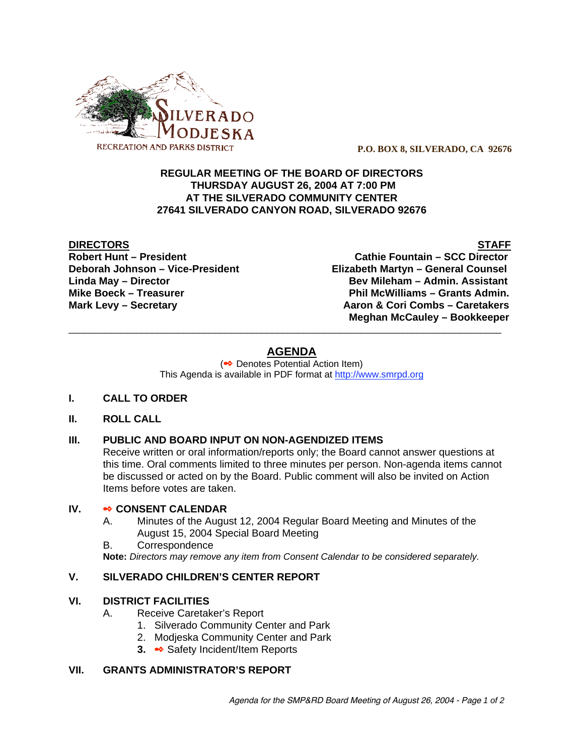SILVERADO MODJESKA

RECREATION AND PARKS DISTRICT

**P.O. BOX 8, SILVERADO, CA 92676**

**REGULAR MEETING OF THE BOARD OF DIRECTORS**
**THURSDAY AUGUST 26, 2004 AT 7:00 PM**
**AT THE SILVERADO COMMUNITY CENTER**
**27641 SILVERADO CANYON ROAD, SILVERADO 92676**

| **DIRECTORS** | **STAFF** |
|---|---|
| **Robert Hunt – President** | **Cathie Fountain – SCC Director** |
| **Deborah Johnson – Vice-President** | **Elizabeth Martyn – General Counsel** |
| **Linda May – Director** | **Bev Mileham – Admin. Assistant** |
| **Mike Boeck – Treasurer** | **Phil McWilliams – Grants Admin.** |
| **Mark Levy – Secretary** | **Aaron & Cori Combs – Caretakers** |
| | **Meghan McCauley – Bookkeeper** |

---

## AGENDA

(➻ Denotes Potential Action Item)
This Agenda is available in PDF format at http://www.smrpd.org

**I. CALL TO ORDER**

**II. ROLL CALL**

**III. PUBLIC AND BOARD INPUT ON NON-AGENDIZED ITEMS**

Receive written or oral information/reports only; the Board cannot answer questions at this time. Oral comments limited to three minutes per person. Non-agenda items cannot be discussed or acted on by the Board. Public comment will also be invited on Action Items before votes are taken.

**IV. ➻ CONSENT CALENDAR**

A. Minutes of the August 12, 2004 Regular Board Meeting and Minutes of the August 15, 2004 Special Board Meeting

B. Correspondence

**Note:** *Directors may remove any item from Consent Calendar to be considered separately.*

**V. SILVERADO CHILDREN'S CENTER REPORT**

**VI. DISTRICT FACILITIES**

A. Receive Caretaker's Report

1. Silverado Community Center and Park
2. Modjeska Community Center and Park
3. ➻ Safety Incident/Item Reports

**VII. GRANTS ADMINISTRATOR'S REPORT**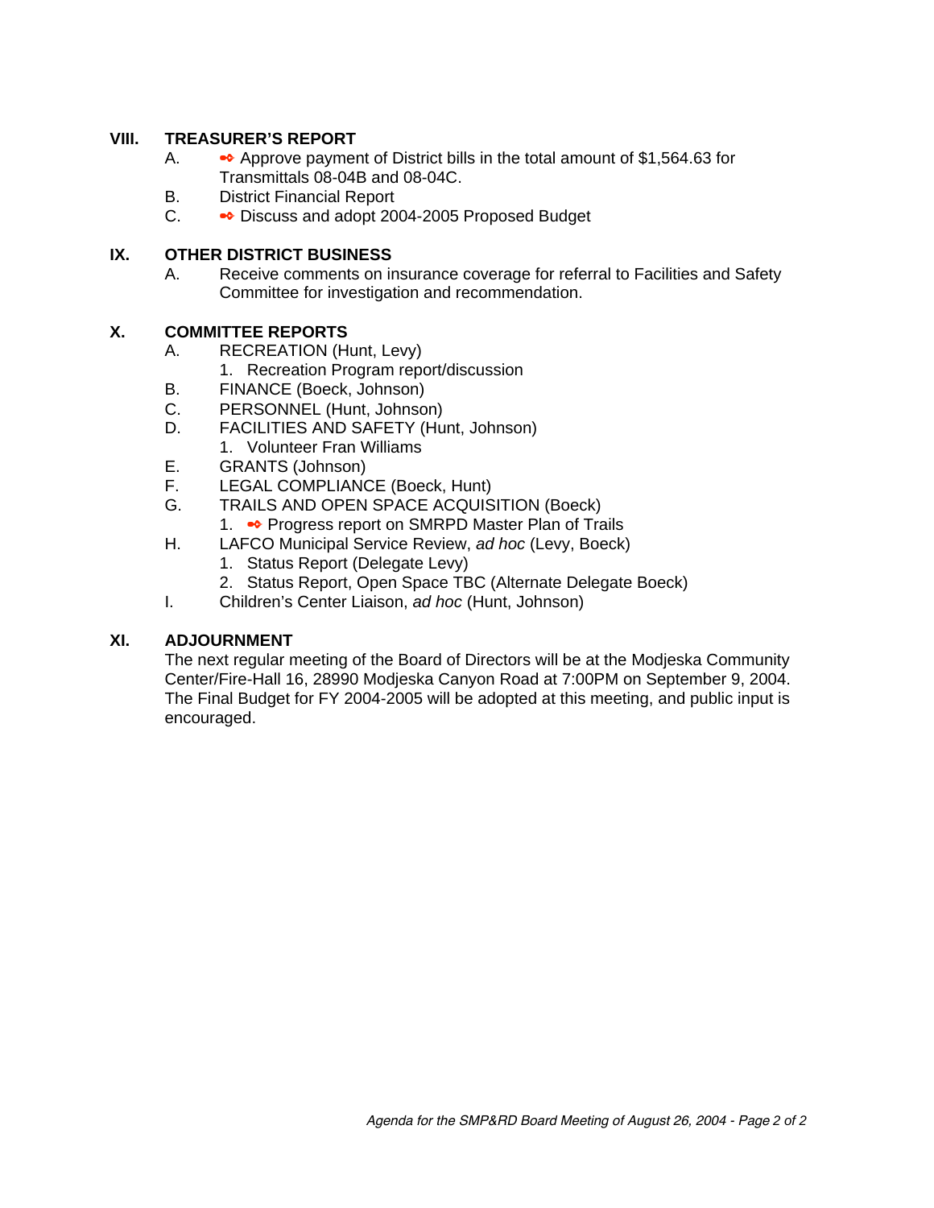## VIII. TREASURER'S REPORT

A. ➾ Approve payment of District bills in the total amount of $1,564.63 for Transmittals 08-04B and 08-04C.

B. District Financial Report

C. ➾ Discuss and adopt 2004-2005 Proposed Budget

## IX. OTHER DISTRICT BUSINESS

A. Receive comments on insurance coverage for referral to Facilities and Safety Committee for investigation and recommendation.

## X. COMMITTEE REPORTS

A. RECREATION (Hunt, Levy)
   1. Recreation Program report/discussion

B. FINANCE (Boeck, Johnson)

C. PERSONNEL (Hunt, Johnson)

D. FACILITIES AND SAFETY (Hunt, Johnson)
   1. Volunteer Fran Williams

E. GRANTS (Johnson)

F. LEGAL COMPLIANCE (Boeck, Hunt)

G. TRAILS AND OPEN SPACE ACQUISITION (Boeck)
   1. ➾ Progress report on SMRPD Master Plan of Trails

H. LAFCO Municipal Service Review, *ad hoc* (Levy, Boeck)
   1. Status Report (Delegate Levy)
   2. Status Report, Open Space TBC (Alternate Delegate Boeck)

I. Children's Center Liaison, *ad hoc* (Hunt, Johnson)

## XI. ADJOURNMENT

The next regular meeting of the Board of Directors will be at the Modjeska Community Center/Fire-Hall 16, 28990 Modjeska Canyon Road at 7:00PM on September 9, 2004. The Final Budget for FY 2004-2005 will be adopted at this meeting, and public input is encouraged.